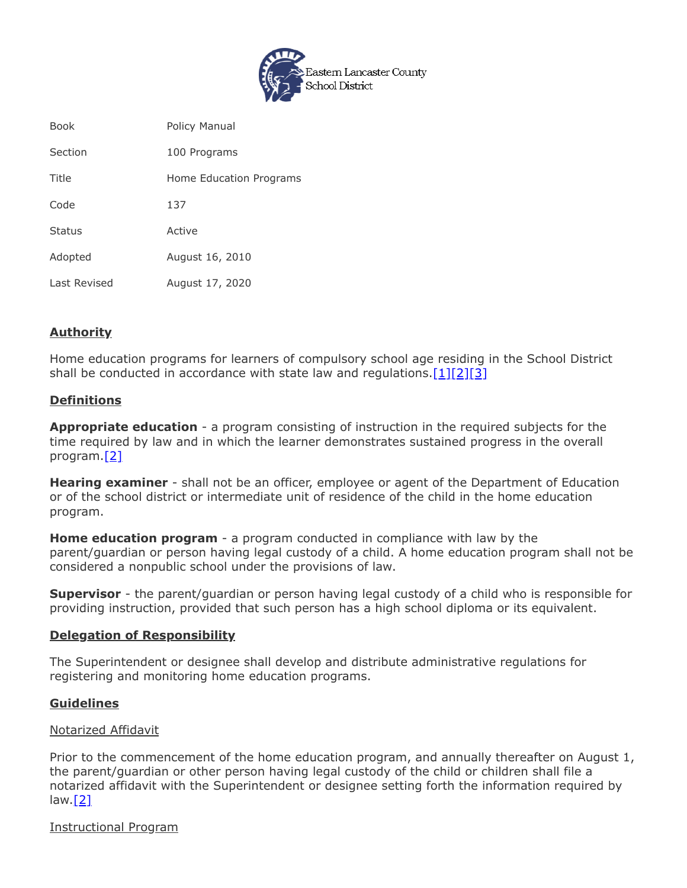Eastern Lancaster County School District

| | |
|---|---|
| Book | Policy Manual |
| Section | 100 Programs |
| Title | Home Education Programs |
| Code | 137 |
| Status | Active |
| Adopted | August 16, 2010 |
| Last Revised | August 17, 2020 |

## Authority

Home education programs for learners of compulsory school age residing in the School District shall be conducted in accordance with state law and regulations.[1][2][3]

## Definitions

**Appropriate education** - a program consisting of instruction in the required subjects for the time required by law and in which the learner demonstrates sustained progress in the overall program.[2]

**Hearing examiner** - shall not be an officer, employee or agent of the Department of Education or of the school district or intermediate unit of residence of the child in the home education program.

**Home education program** - a program conducted in compliance with law by the parent/guardian or person having legal custody of a child. A home education program shall not be considered a nonpublic school under the provisions of law.

**Supervisor** - the parent/guardian or person having legal custody of a child who is responsible for providing instruction, provided that such person has a high school diploma or its equivalent.

## Delegation of Responsibility

The Superintendent or designee shall develop and distribute administrative regulations for registering and monitoring home education programs.

## Guidelines

### Notarized Affidavit

Prior to the commencement of the home education program, and annually thereafter on August 1, the parent/guardian or other person having legal custody of the child or children shall file a notarized affidavit with the Superintendent or designee setting forth the information required by law.[2]

### Instructional Program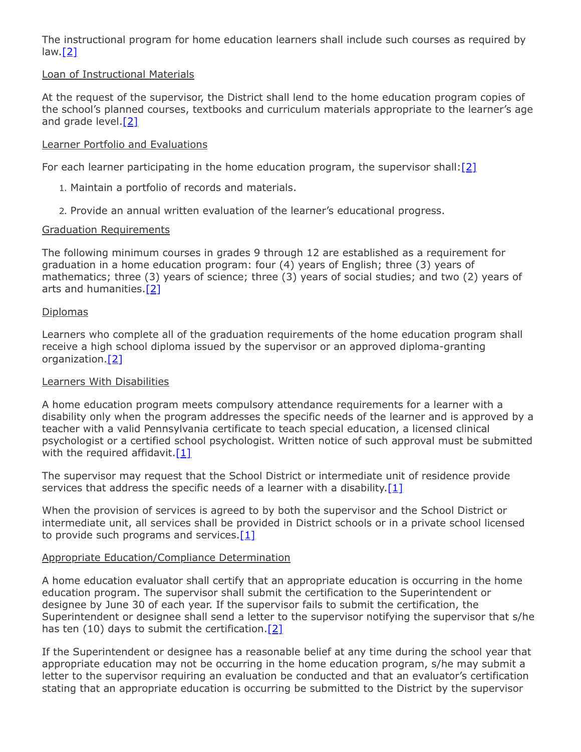The instructional program for home education learners shall include such courses as required by law.[2]

Loan of Instructional Materials

At the request of the supervisor, the District shall lend to the home education program copies of the school's planned courses, textbooks and curriculum materials appropriate to the learner's age and grade level.[2]

Learner Portfolio and Evaluations

For each learner participating in the home education program, the supervisor shall:[2]

1. Maintain a portfolio of records and materials.
2. Provide an annual written evaluation of the learner's educational progress.

Graduation Requirements

The following minimum courses in grades 9 through 12 are established as a requirement for graduation in a home education program: four (4) years of English; three (3) years of mathematics; three (3) years of science; three (3) years of social studies; and two (2) years of arts and humanities.[2]

Diplomas

Learners who complete all of the graduation requirements of the home education program shall receive a high school diploma issued by the supervisor or an approved diploma-granting organization.[2]

Learners With Disabilities

A home education program meets compulsory attendance requirements for a learner with a disability only when the program addresses the specific needs of the learner and is approved by a teacher with a valid Pennsylvania certificate to teach special education, a licensed clinical psychologist or a certified school psychologist. Written notice of such approval must be submitted with the required affidavit.[1]

The supervisor may request that the School District or intermediate unit of residence provide services that address the specific needs of a learner with a disability.[1]

When the provision of services is agreed to by both the supervisor and the School District or intermediate unit, all services shall be provided in District schools or in a private school licensed to provide such programs and services.[1]

Appropriate Education/Compliance Determination

A home education evaluator shall certify that an appropriate education is occurring in the home education program. The supervisor shall submit the certification to the Superintendent or designee by June 30 of each year. If the supervisor fails to submit the certification, the Superintendent or designee shall send a letter to the supervisor notifying the supervisor that s/he has ten (10) days to submit the certification.[2]

If the Superintendent or designee has a reasonable belief at any time during the school year that appropriate education may not be occurring in the home education program, s/he may submit a letter to the supervisor requiring an evaluation be conducted and that an evaluator's certification stating that an appropriate education is occurring be submitted to the District by the supervisor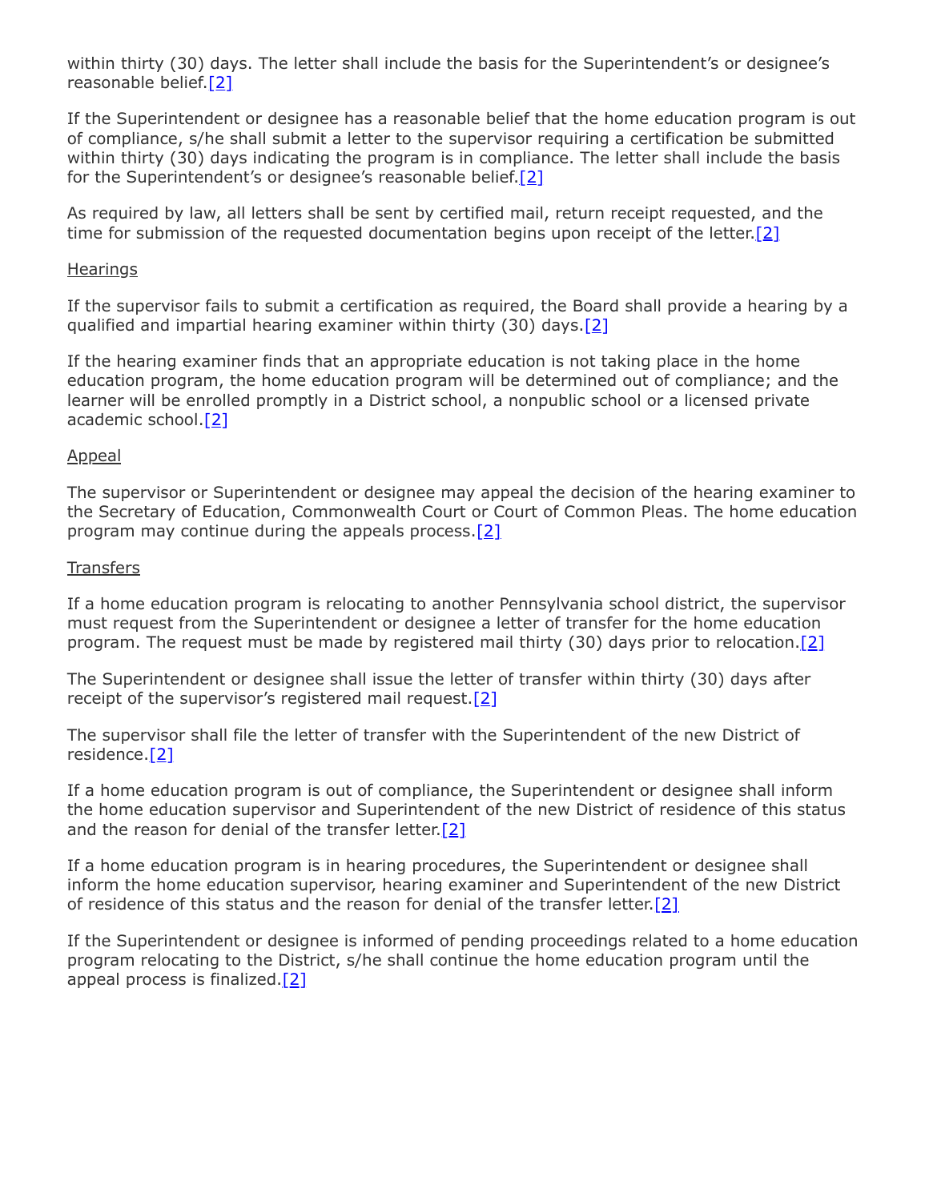within thirty (30) days. The letter shall include the basis for the Superintendent's or designee's reasonable belief.[2]

If the Superintendent or designee has a reasonable belief that the home education program is out of compliance, s/he shall submit a letter to the supervisor requiring a certification be submitted within thirty (30) days indicating the program is in compliance. The letter shall include the basis for the Superintendent's or designee's reasonable belief.[2]

As required by law, all letters shall be sent by certified mail, return receipt requested, and the time for submission of the requested documentation begins upon receipt of the letter.[2]

Hearings

If the supervisor fails to submit a certification as required, the Board shall provide a hearing by a qualified and impartial hearing examiner within thirty (30) days.[2]

If the hearing examiner finds that an appropriate education is not taking place in the home education program, the home education program will be determined out of compliance; and the learner will be enrolled promptly in a District school, a nonpublic school or a licensed private academic school.[2]

Appeal

The supervisor or Superintendent or designee may appeal the decision of the hearing examiner to the Secretary of Education, Commonwealth Court or Court of Common Pleas. The home education program may continue during the appeals process.[2]

Transfers

If a home education program is relocating to another Pennsylvania school district, the supervisor must request from the Superintendent or designee a letter of transfer for the home education program. The request must be made by registered mail thirty (30) days prior to relocation.[2]

The Superintendent or designee shall issue the letter of transfer within thirty (30) days after receipt of the supervisor's registered mail request.[2]

The supervisor shall file the letter of transfer with the Superintendent of the new District of residence.[2]

If a home education program is out of compliance, the Superintendent or designee shall inform the home education supervisor and Superintendent of the new District of residence of this status and the reason for denial of the transfer letter.[2]

If a home education program is in hearing procedures, the Superintendent or designee shall inform the home education supervisor, hearing examiner and Superintendent of the new District of residence of this status and the reason for denial of the transfer letter.[2]

If the Superintendent or designee is informed of pending proceedings related to a home education program relocating to the District, s/he shall continue the home education program until the appeal process is finalized.[2]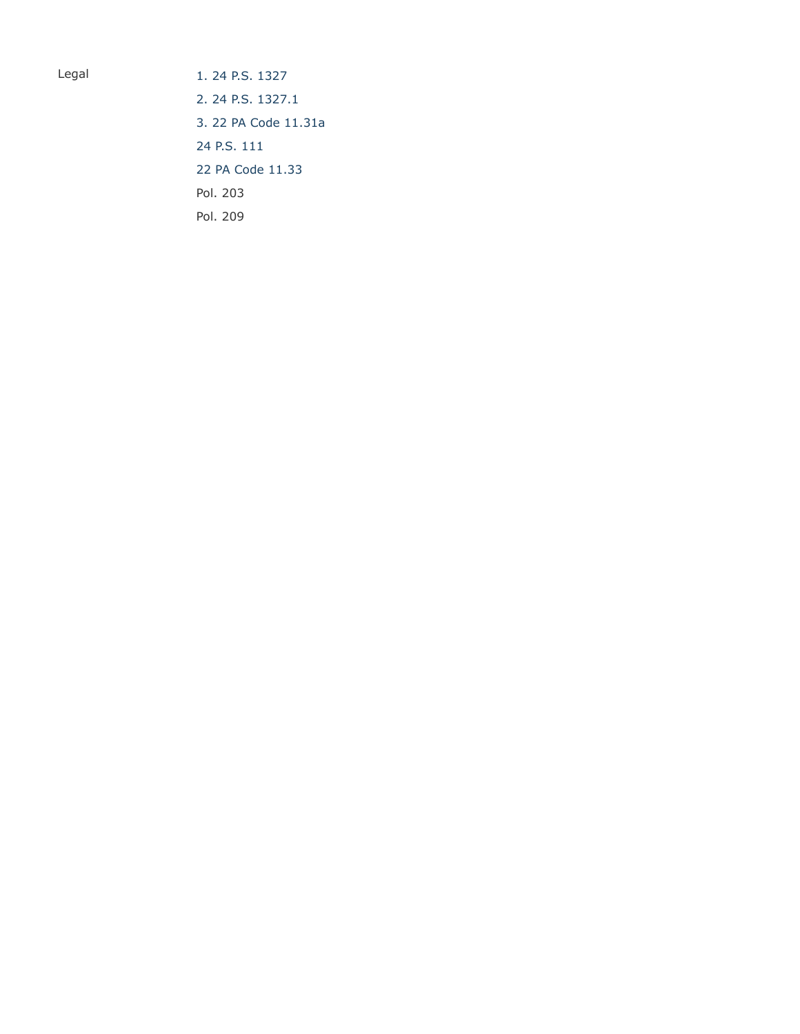Legal

1. 24 P.S. 1327
2. 24 P.S. 1327.1
3. 22 PA Code 11.31a

24 P.S. 111

22 PA Code 11.33

Pol. 203

Pol. 209